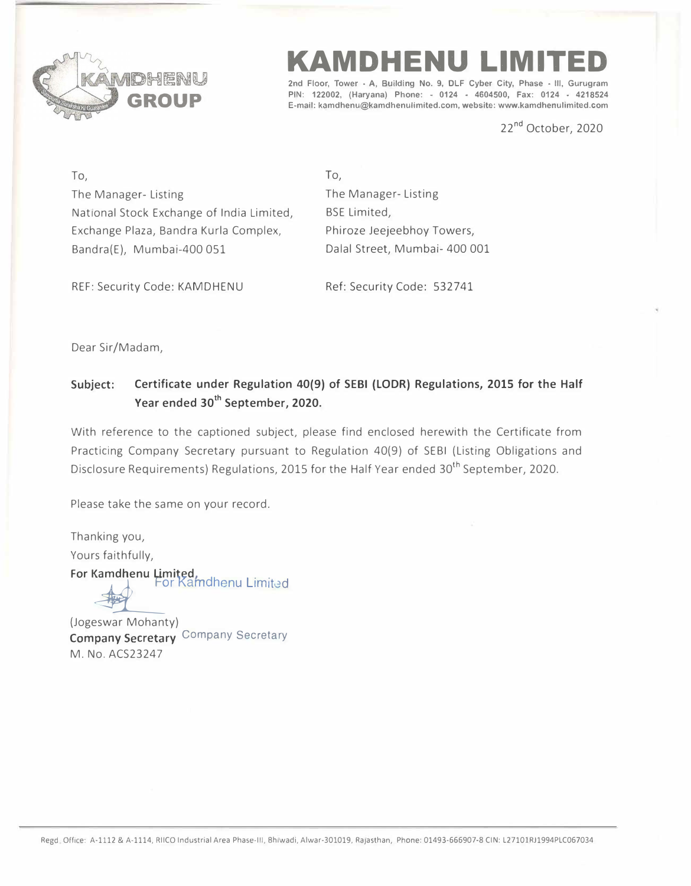# KAMDHENU LIMITED

2nd Floor, Tower - A, Building No. 9, DLF Cyber City, Phase - III, Gurugram PIN: 122002, (Haryana) Phone: - 0124 - 4604500, Fax: 0124 - 4218524 E-mail: kamdhenu@kamdhenulimited.com, website: www.kamdhenulimited.com

22nd October, 2020

To,
The Manager- Listing
National Stock Exchange of India Limited,
Exchange Plaza, Bandra Kurla Complex,
Bandra(E), Mumbai-400 051

REF: Security Code: KAMDHENU

To,
The Manager- Listing
BSE Limited,
Phiroze Jeejeebhoy Towers,
Dalal Street, Mumbai- 400 001

Ref: Security Code: 532741

Dear Sir/Madam,

**Subject: Certificate under Regulation 40(9) of SEBI (LODR) Regulations, 2015 for the Half Year ended 30th September, 2020.**

With reference to the captioned subject, please find enclosed herewith the Certificate from Practicing Company Secretary pursuant to Regulation 40(9) of SEBI (Listing Obligations and Disclosure Requirements) Regulations, 2015 for the Half Year ended 30th September, 2020.

Please take the same on your record.

Thanking you,
Yours faithfully,
**For Kamdhenu Limited,**
For Kamdhenu Limited

(Jogeswar Mohanty)
**Company Secretary** Company Secretary
M. No. ACS23247

Regd. Office: A-1112 & A-1114, RIICO Industrial Area Phase-III, Bhiwadi, Alwar-301019, Rajasthan, Phone: 01493-666907-8 CIN: L27101RJ1994PLC067034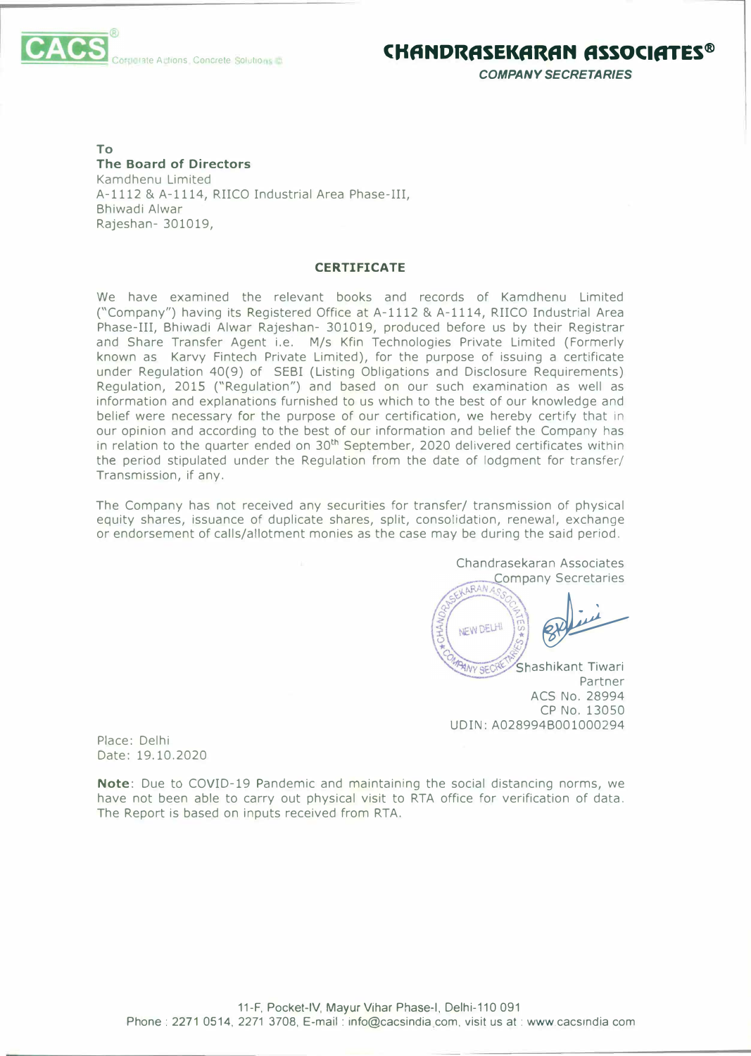**CHANDRASEKARAN ASSOCIATES®**

*COMPANY SECRETARIES*

CACS® Corporate Actions, Concrete Solutions ©

To
**The Board of Directors**
Kamdhenu Limited
A-1112 & A-1114, RIICO Industrial Area Phase-III,
Bhiwadi Alwar
Rajeshan- 301019,

## CERTIFICATE

We have examined the relevant books and records of Kamdhenu Limited ("Company") having its Registered Office at A-1112 & A-1114, RIICO Industrial Area Phase-III, Bhiwadi Alwar Rajeshan- 301019, produced before us by their Registrar and Share Transfer Agent i.e. M/s Kfin Technologies Private Limited (Formerly known as Karvy Fintech Private Limited), for the purpose of issuing a certificate under Regulation 40(9) of SEBI (Listing Obligations and Disclosure Requirements) Regulation, 2015 ("Regulation") and based on our such examination as well as information and explanations furnished to us which to the best of our knowledge and belief were necessary for the purpose of our certification, we hereby certify that in our opinion and according to the best of our information and belief the Company has in relation to the quarter ended on 30th September, 2020 delivered certificates within the period stipulated under the Regulation from the date of lodgment for transfer/ Transmission, if any.

The Company has not received any securities for transfer/ transmission of physical equity shares, issuance of duplicate shares, split, consolidation, renewal, exchange or endorsement of calls/allotment monies as the case may be during the said period.

Chandrasekaran Associates
Company Secretaries

Shashikant Tiwari
Partner
ACS No. 28994
CP No. 13050
UDIN: A028994B001000294

Place: Delhi
Date: 19.10.2020

**Note**: Due to COVID-19 Pandemic and maintaining the social distancing norms, we have not been able to carry out physical visit to RTA office for verification of data. The Report is based on inputs received from RTA.

11-F, Pocket-IV, Mayur Vihar Phase-I, Delhi-110 091
Phone : 2271 0514, 2271 3708, E-mail : info@cacsindia.com, visit us at : www.cacsindia.com